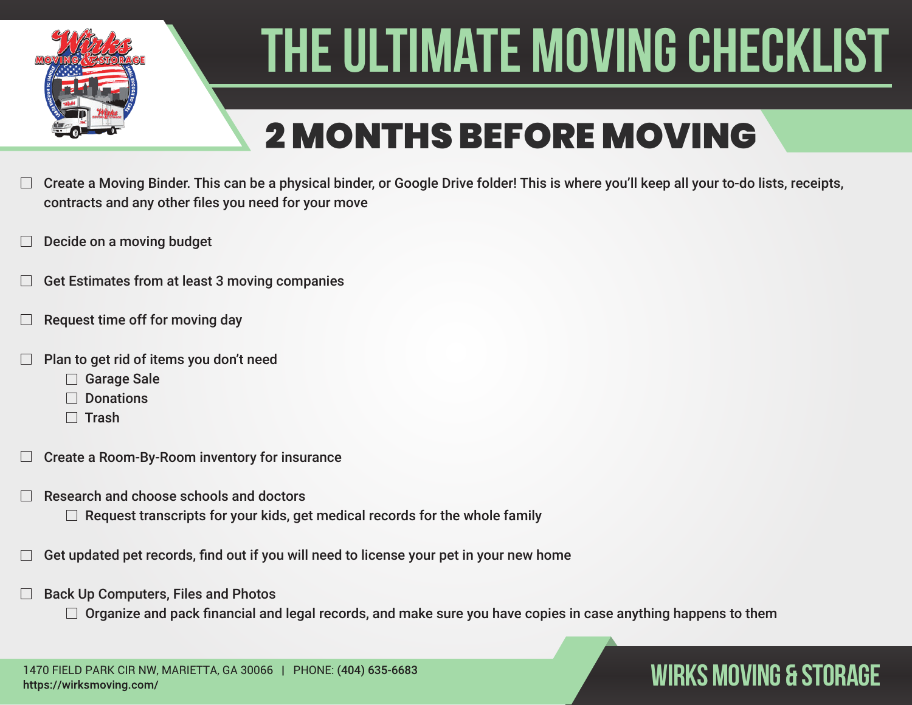# THE ULTIMATE MOVING CHECKLIST

## 2 MONTHS BEFORE MOVING

- ☐ Create a Moving Binder. This can be a physical binder, or Google Drive folder! This is where you'll keep all your to-do lists, receipts, contracts and any other files you need for your move
- ☐ Decide on a moving budget
- ☐ Get Estimates from at least 3 moving companies
- ☐ Request time off for moving day
- ☐ Plan to get rid of items you don't need
  - ☐ Garage Sale
  - ☐ Donations
  - ☐ Trash
- ☐ Create a Room-By-Room inventory for insurance
- ☐ Research and choose schools and doctors
  - ☐ Request transcripts for your kids, get medical records for the whole family
- ☐ Get updated pet records, find out if you will need to license your pet in your new home
- ☐ Back Up Computers, Files and Photos
  - ☐ Organize and pack financial and legal records, and make sure you have copies in case anything happens to them

1470 FIELD PARK CIR NW, MARIETTA, GA 30066 | PHONE: **(404) 635-6683**
**https://wirksmoving.com/**

WIRKS MOVING & STORAGE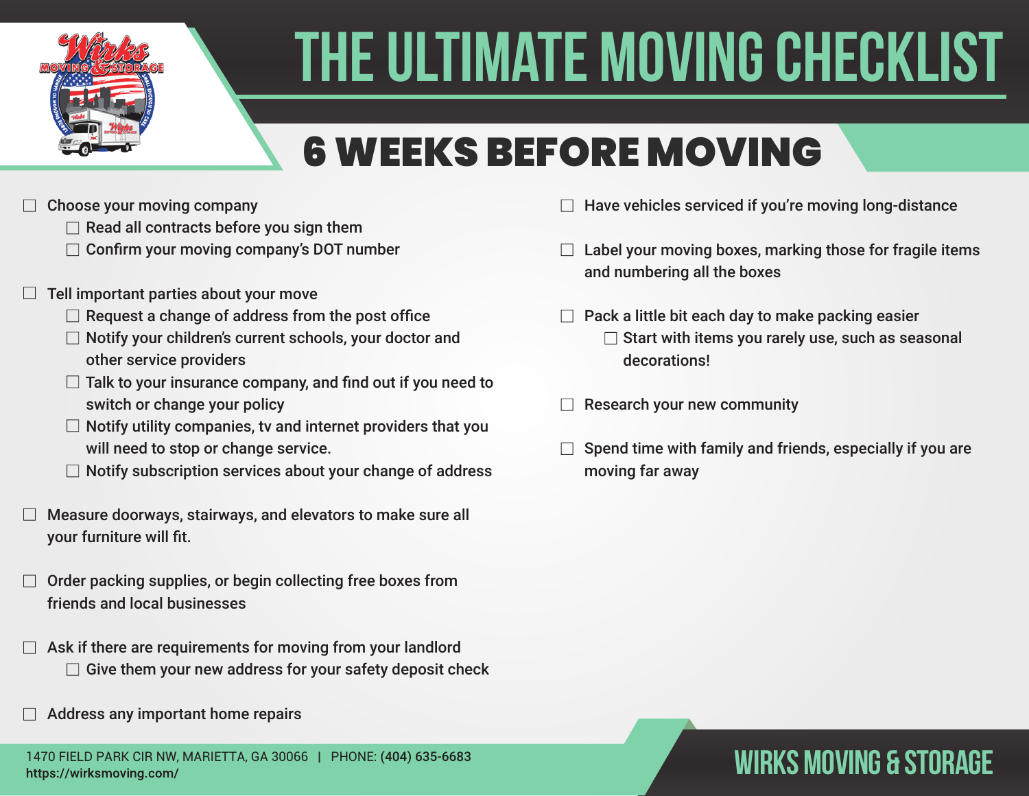# THE ULTIMATE MOVING CHECKLIST

## 6 WEEKS BEFORE MOVING

- ☐ Choose your moving company
  - ☐ Read all contracts before you sign them
  - ☐ Confirm your moving company's DOT number
- ☐ Tell important parties about your move
  - ☐ Request a change of address from the post office
  - ☐ Notify your children's current schools, your doctor and other service providers
  - ☐ Talk to your insurance company, and find out if you need to switch or change your policy
  - ☐ Notify utility companies, tv and internet providers that you will need to stop or change service.
  - ☐ Notify subscription services about your change of address
- ☐ Measure doorways, stairways, and elevators to make sure all your furniture will fit.
- ☐ Order packing supplies, or begin collecting free boxes from friends and local businesses
- ☐ Ask if there are requirements for moving from your landlord
  - ☐ Give them your new address for your safety deposit check
- ☐ Address any important home repairs
- ☐ Have vehicles serviced if you're moving long-distance
- ☐ Label your moving boxes, marking those for fragile items and numbering all the boxes
- ☐ Pack a little bit each day to make packing easier
  - ☐ Start with items you rarely use, such as seasonal decorations!
- ☐ Research your new community
- ☐ Spend time with family and friends, especially if you are moving far away

1470 FIELD PARK CIR NW, MARIETTA, GA 30066 | PHONE: **(404) 635-6683**
**https://wirksmoving.com/**

**WIRKS MOVING & STORAGE**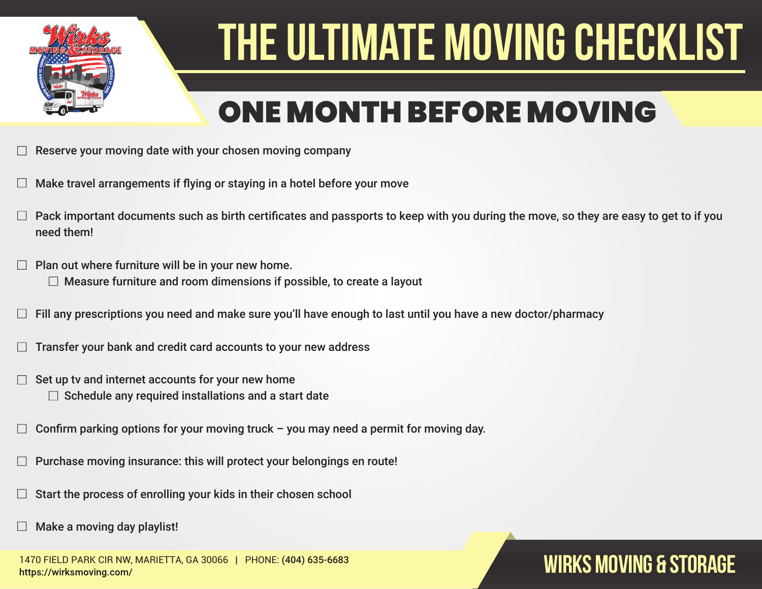# THE ULTIMATE MOVING CHECKLIST

## ONE MONTH BEFORE MOVING

- [ ] Reserve your moving date with your chosen moving company
- [ ] Make travel arrangements if flying or staying in a hotel before your move
- [ ] Pack important documents such as birth certificates and passports to keep with you during the move, so they are easy to get to if you need them!
- [ ] Plan out where furniture will be in your new home.
  - [ ] Measure furniture and room dimensions if possible, to create a layout
- [ ] Fill any prescriptions you need and make sure you'll have enough to last until you have a new doctor/pharmacy
- [ ] Transfer your bank and credit card accounts to your new address
- [ ] Set up tv and internet accounts for your new home
  - [ ] Schedule any required installations and a start date
- [ ] Confirm parking options for your moving truck – you may need a permit for moving day.
- [ ] Purchase moving insurance: this will protect your belongings en route!
- [ ] Start the process of enrolling your kids in their chosen school
- [ ] Make a moving day playlist!

1470 FIELD PARK CIR NW, MARIETTA, GA 30066 | PHONE: **(404) 635-6683**
https://wirksmoving.com/

**WIRKS MOVING & STORAGE**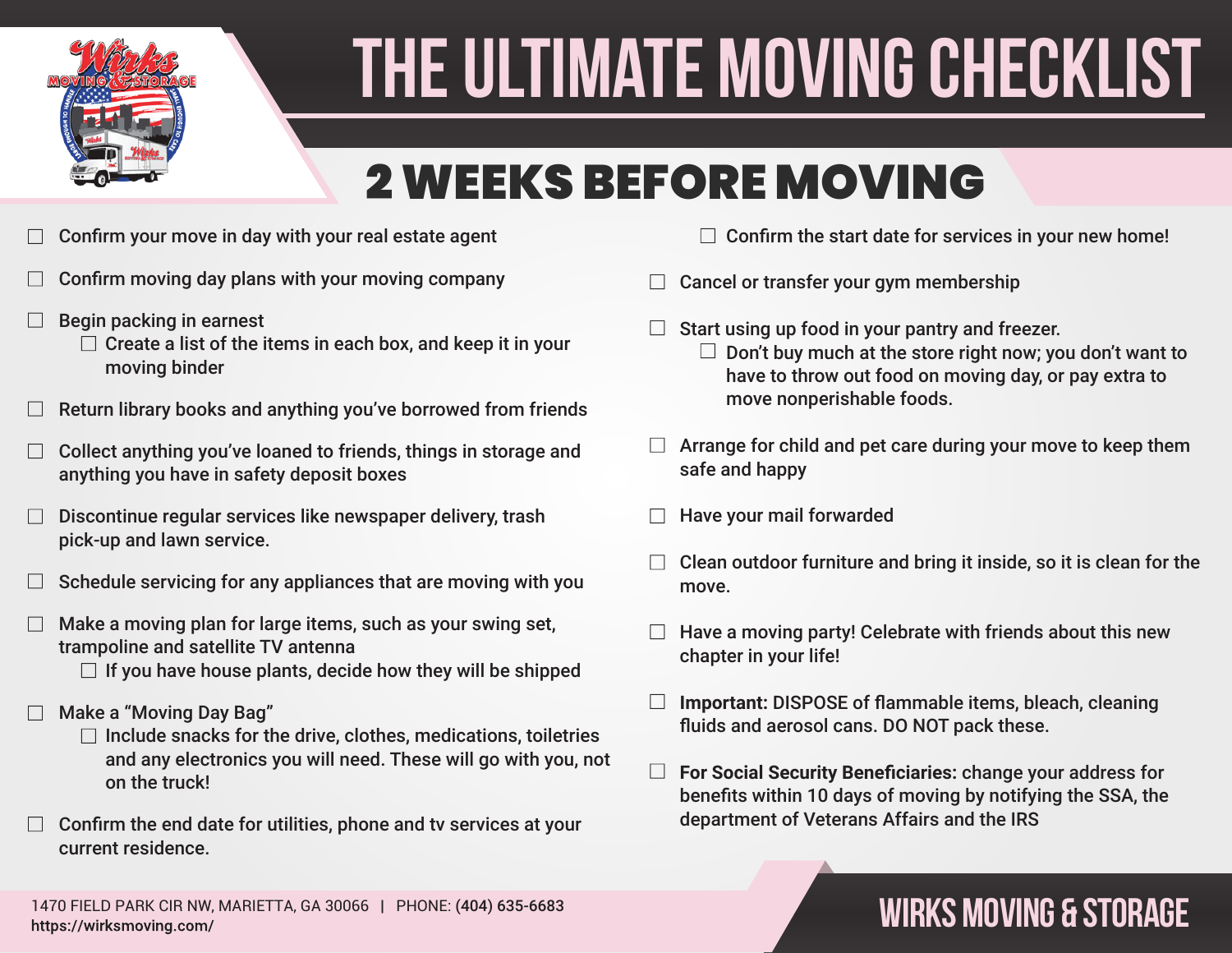# THE ULTIMATE MOVING CHECKLIST

## 2 WEEKS BEFORE MOVING

- [ ] Confirm your move in day with your real estate agent
- [ ] Confirm moving day plans with your moving company
- [ ] Begin packing in earnest
  - [ ] Create a list of the items in each box, and keep it in your moving binder
- [ ] Return library books and anything you've borrowed from friends
- [ ] Collect anything you've loaned to friends, things in storage and anything you have in safety deposit boxes
- [ ] Discontinue regular services like newspaper delivery, trash pick-up and lawn service.
- [ ] Schedule servicing for any appliances that are moving with you
- [ ] Make a moving plan for large items, such as your swing set, trampoline and satellite TV antenna
  - [ ] If you have house plants, decide how they will be shipped
- [ ] Make a "Moving Day Bag"
  - [ ] Include snacks for the drive, clothes, medications, toiletries and any electronics you will need. These will go with you, not on the truck!
- [ ] Confirm the end date for utilities, phone and tv services at your current residence.
  - [ ] Confirm the start date for services in your new home!
- [ ] Cancel or transfer your gym membership
- [ ] Start using up food in your pantry and freezer.
  - [ ] Don't buy much at the store right now; you don't want to have to throw out food on moving day, or pay extra to move nonperishable foods.
- [ ] Arrange for child and pet care during your move to keep them safe and happy
- [ ] Have your mail forwarded
- [ ] Clean outdoor furniture and bring it inside, so it is clean for the move.
- [ ] Have a moving party! Celebrate with friends about this new chapter in your life!
- [ ] **Important:** DISPOSE of flammable items, bleach, cleaning fluids and aerosol cans. DO NOT pack these.
- [ ] **For Social Security Beneficiaries:** change your address for benefits within 10 days of moving by notifying the SSA, the department of Veterans Affairs and the IRS

1470 FIELD PARK CIR NW, MARIETTA, GA 30066 | PHONE: **(404) 635-6683**
https://wirksmoving.com/

**WIRKS MOVING & STORAGE**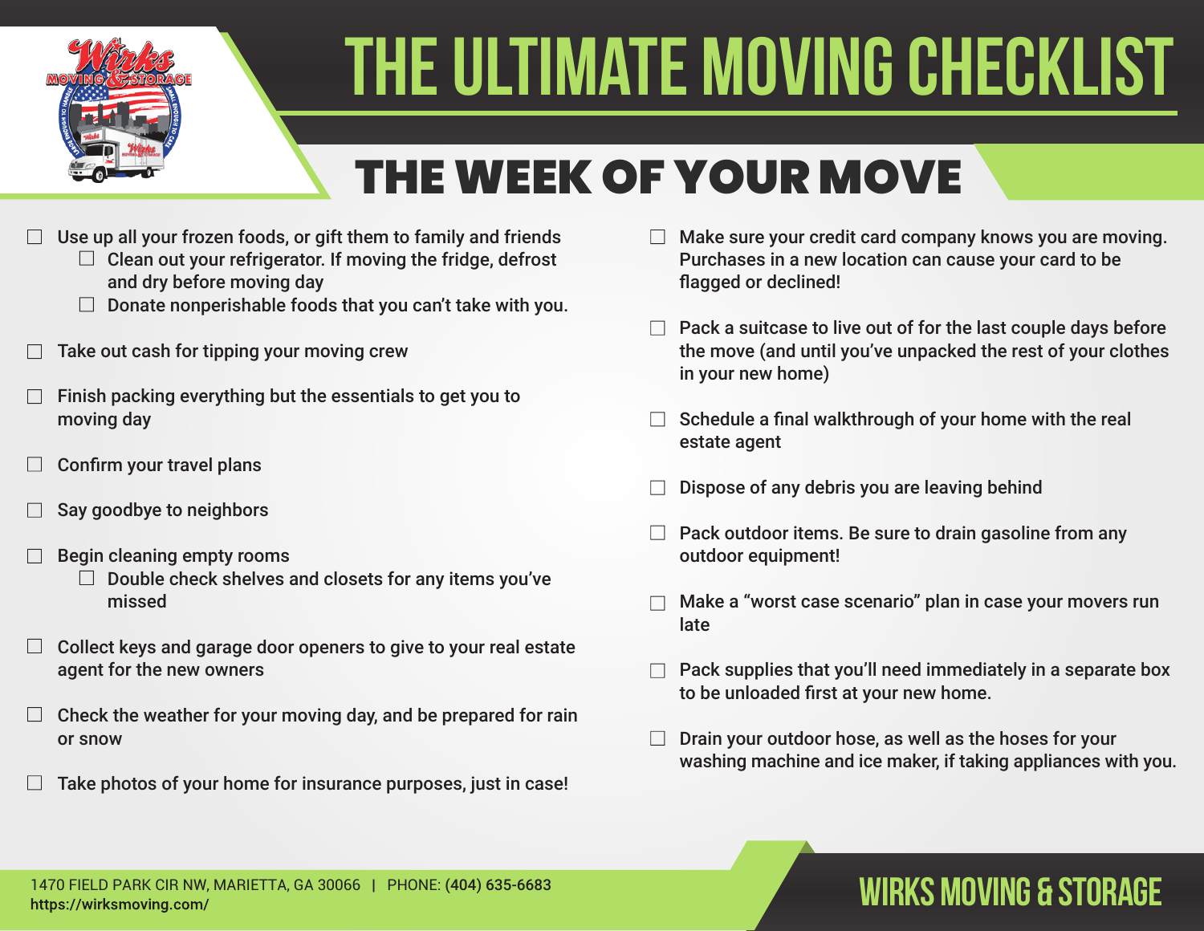# THE ULTIMATE MOVING CHECKLIST

## THE WEEK OF YOUR MOVE

- ☐ Use up all your frozen foods, or gift them to family and friends
  - ☐ Clean out your refrigerator. If moving the fridge, defrost and dry before moving day
  - ☐ Donate nonperishable foods that you can't take with you.
- ☐ Take out cash for tipping your moving crew
- ☐ Finish packing everything but the essentials to get you to moving day
- ☐ Confirm your travel plans
- ☐ Say goodbye to neighbors
- ☐ Begin cleaning empty rooms
  - ☐ Double check shelves and closets for any items you've missed
- ☐ Collect keys and garage door openers to give to your real estate agent for the new owners
- ☐ Check the weather for your moving day, and be prepared for rain or snow
- ☐ Take photos of your home for insurance purposes, just in case!
- ☐ Make sure your credit card company knows you are moving. Purchases in a new location can cause your card to be flagged or declined!
- ☐ Pack a suitcase to live out of for the last couple days before the move (and until you've unpacked the rest of your clothes in your new home)
- ☐ Schedule a final walkthrough of your home with the real estate agent
- ☐ Dispose of any debris you are leaving behind
- ☐ Pack outdoor items. Be sure to drain gasoline from any outdoor equipment!
- ☐ Make a "worst case scenario" plan in case your movers run late
- ☐ Pack supplies that you'll need immediately in a separate box to be unloaded first at your new home.
- ☐ Drain your outdoor hose, as well as the hoses for your washing machine and ice maker, if taking appliances with you.

1470 FIELD PARK CIR NW, MARIETTA, GA 30066 | PHONE: **(404) 635-6683**
**https://wirksmoving.com/**

**WIRKS MOVING & STORAGE**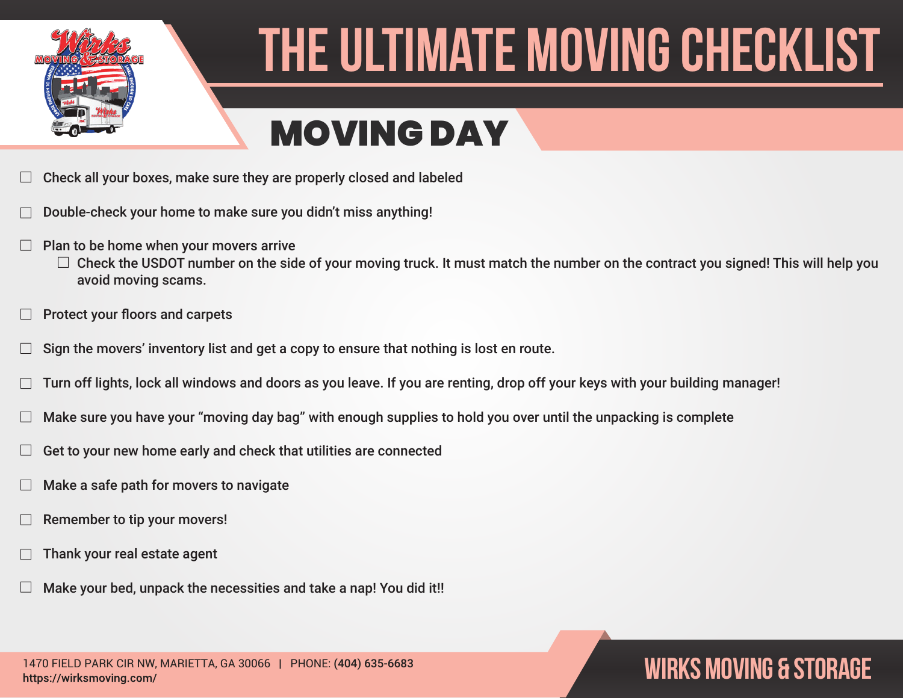# THE ULTIMATE MOVING CHECKLIST

## MOVING DAY

- ☐ Check all your boxes, make sure they are properly closed and labeled
- ☐ Double-check your home to make sure you didn't miss anything!
- ☐ Plan to be home when your movers arrive
  - ☐ Check the USDOT number on the side of your moving truck. It must match the number on the contract you signed! This will help you avoid moving scams.
- ☐ Protect your floors and carpets
- ☐ Sign the movers' inventory list and get a copy to ensure that nothing is lost en route.
- ☐ Turn off lights, lock all windows and doors as you leave. If you are renting, drop off your keys with your building manager!
- ☐ Make sure you have your "moving day bag" with enough supplies to hold you over until the unpacking is complete
- ☐ Get to your new home early and check that utilities are connected
- ☐ Make a safe path for movers to navigate
- ☐ Remember to tip your movers!
- ☐ Thank your real estate agent
- ☐ Make your bed, unpack the necessities and take a nap! You did it!!

1470 FIELD PARK CIR NW, MARIETTA, GA 30066 | PHONE: **(404) 635-6683**
**https://wirksmoving.com/**

WIRKS MOVING & STORAGE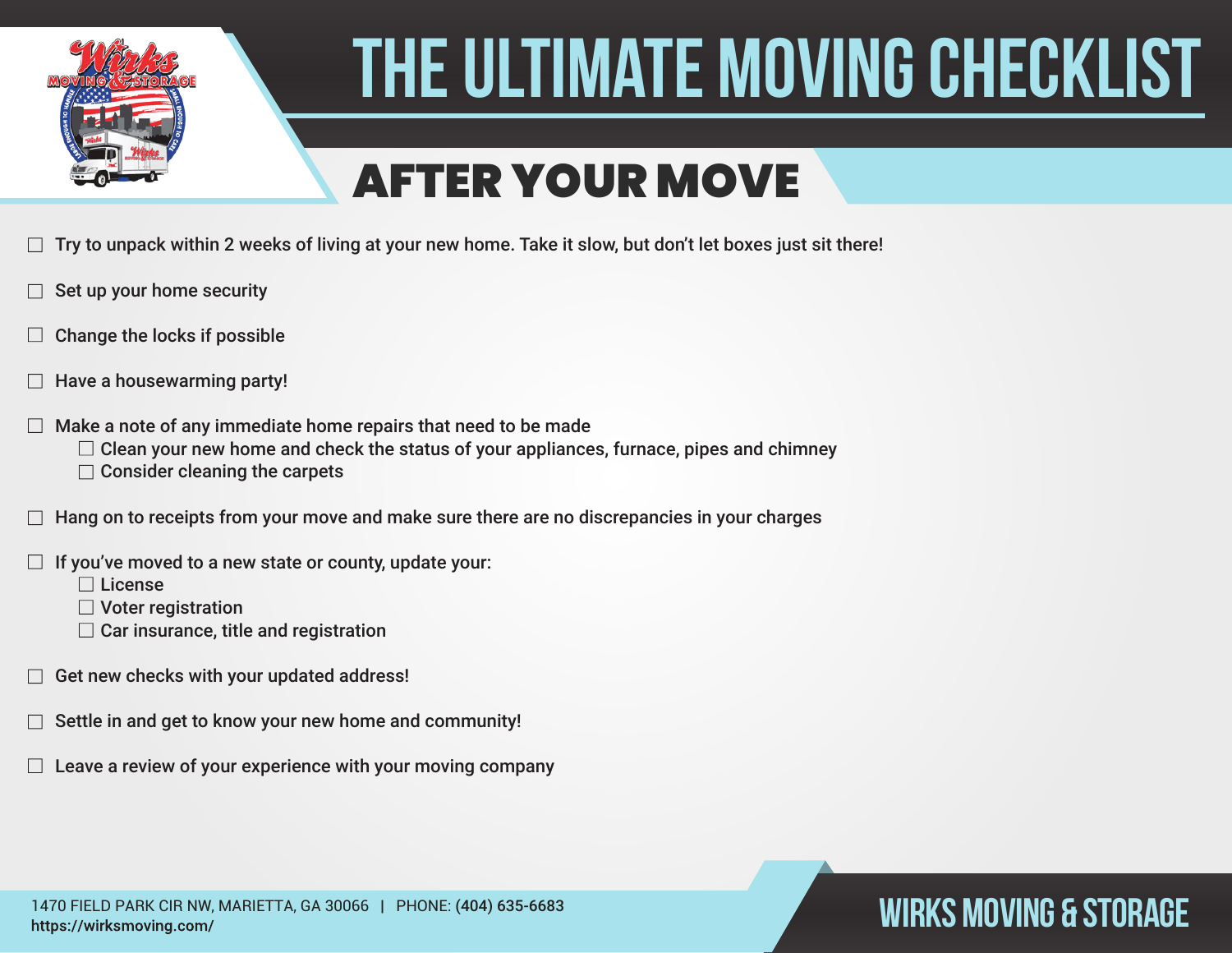# THE ULTIMATE MOVING CHECKLIST

## AFTER YOUR MOVE

- ☐ Try to unpack within 2 weeks of living at your new home. Take it slow, but don't let boxes just sit there!
- ☐ Set up your home security
- ☐ Change the locks if possible
- ☐ Have a housewarming party!
- ☐ Make a note of any immediate home repairs that need to be made
  - ☐ Clean your new home and check the status of your appliances, furnace, pipes and chimney
  - ☐ Consider cleaning the carpets
- ☐ Hang on to receipts from your move and make sure there are no discrepancies in your charges
- ☐ If you've moved to a new state or county, update your:
  - ☐ License
  - ☐ Voter registration
  - ☐ Car insurance, title and registration
- ☐ Get new checks with your updated address!
- ☐ Settle in and get to know your new home and community!
- ☐ Leave a review of your experience with your moving company

1470 FIELD PARK CIR NW, MARIETTA, GA 30066 | PHONE: **(404) 635-6683**
**https://wirksmoving.com/**

**WIRKS MOVING & STORAGE**